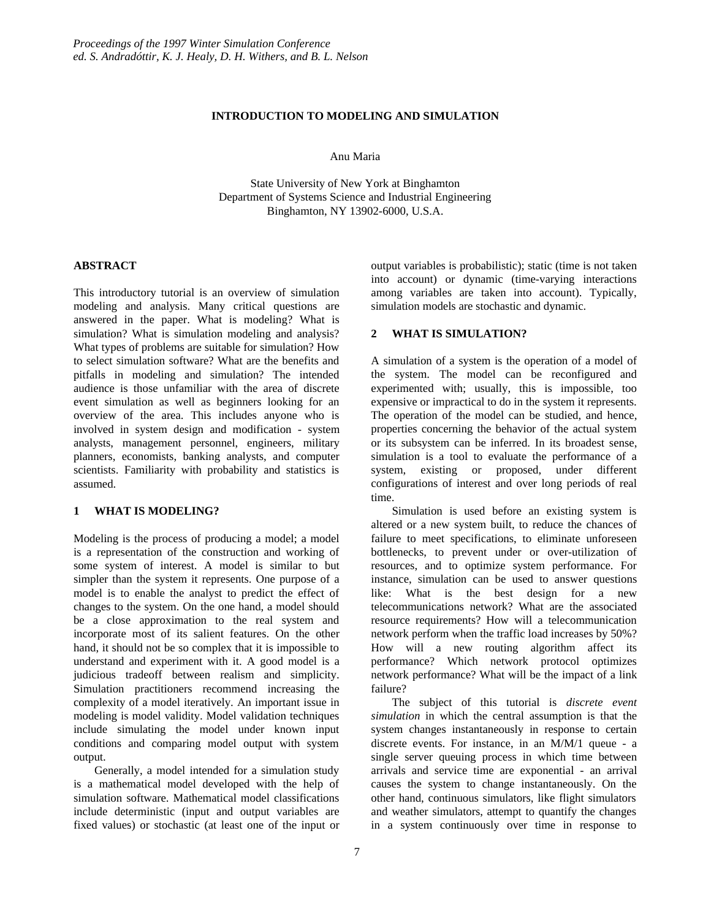# INTRODUCTION TO MODELING AND SIMULATION

Anu Maria

State University of New York at Binghamton
Department of Systems Science and Industrial Engineering
Binghamton, NY 13902-6000, U.S.A.

## ABSTRACT

This introductory tutorial is an overview of simulation modeling and analysis. Many critical questions are answered in the paper. What is modeling? What is simulation? What is simulation modeling and analysis? What types of problems are suitable for simulation? How to select simulation software? What are the benefits and pitfalls in modeling and simulation? The intended audience is those unfamiliar with the area of discrete event simulation as well as beginners looking for an overview of the area. This includes anyone who is involved in system design and modification - system analysts, management personnel, engineers, military planners, economists, banking analysts, and computer scientists. Familiarity with probability and statistics is assumed.

## 1 WHAT IS MODELING?

Modeling is the process of producing a model; a model is a representation of the construction and working of some system of interest. A model is similar to but simpler than the system it represents. One purpose of a model is to enable the analyst to predict the effect of changes to the system. On the one hand, a model should be a close approximation to the real system and incorporate most of its salient features. On the other hand, it should not be so complex that it is impossible to understand and experiment with it. A good model is a judicious tradeoff between realism and simplicity. Simulation practitioners recommend increasing the complexity of a model iteratively. An important issue in modeling is model validity. Model validation techniques include simulating the model under known input conditions and comparing model output with system output.

Generally, a model intended for a simulation study is a mathematical model developed with the help of simulation software. Mathematical model classifications include deterministic (input and output variables are fixed values) or stochastic (at least one of the input or output variables is probabilistic); static (time is not taken into account) or dynamic (time-varying interactions among variables are taken into account). Typically, simulation models are stochastic and dynamic.

## 2 WHAT IS SIMULATION?

A simulation of a system is the operation of a model of the system. The model can be reconfigured and experimented with; usually, this is impossible, too expensive or impractical to do in the system it represents. The operation of the model can be studied, and hence, properties concerning the behavior of the actual system or its subsystem can be inferred. In its broadest sense, simulation is a tool to evaluate the performance of a system, existing or proposed, under different configurations of interest and over long periods of real time.

Simulation is used before an existing system is altered or a new system built, to reduce the chances of failure to meet specifications, to eliminate unforeseen bottlenecks, to prevent under or over-utilization of resources, and to optimize system performance. For instance, simulation can be used to answer questions like: What is the best design for a new telecommunications network? What are the associated resource requirements? How will a telecommunication network perform when the traffic load increases by 50%? How will a new routing algorithm affect its performance? Which network protocol optimizes network performance? What will be the impact of a link failure?

The subject of this tutorial is *discrete event simulation* in which the central assumption is that the system changes instantaneously in response to certain discrete events. For instance, in an M/M/1 queue - a single server queuing process in which time between arrivals and service time are exponential - an arrival causes the system to change instantaneously. On the other hand, continuous simulators, like flight simulators and weather simulators, attempt to quantify the changes in a system continuously over time in response to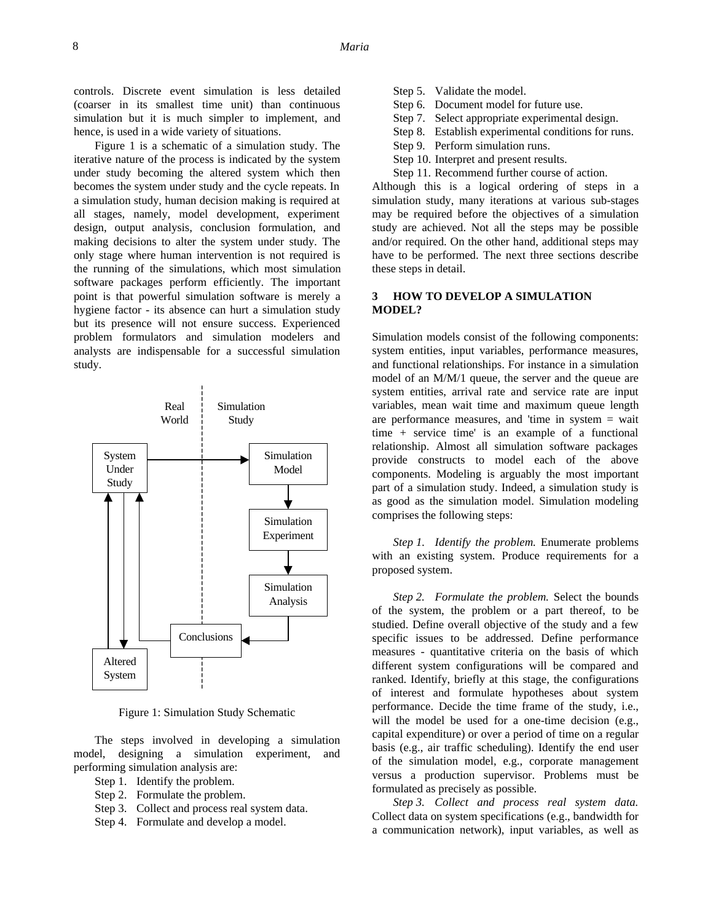controls. Discrete event simulation is less detailed (coarser in its smallest time unit) than continuous simulation but it is much simpler to implement, and hence, is used in a wide variety of situations.

Figure 1 is a schematic of a simulation study. The iterative nature of the process is indicated by the system under study becoming the altered system which then becomes the system under study and the cycle repeats. In a simulation study, human decision making is required at all stages, namely, model development, experiment design, output analysis, conclusion formulation, and making decisions to alter the system under study. The only stage where human intervention is not required is the running of the simulations, which most simulation software packages perform efficiently. The important point is that powerful simulation software is merely a hygiene factor - its absence can hurt a simulation study but its presence will not ensure success. Experienced problem formulators and simulation modelers and analysts are indispensable for a successful simulation study.

Figure 1: Simulation Study Schematic

The steps involved in developing a simulation model, designing a simulation experiment, and performing simulation analysis are:

Step 1. Identify the problem.
Step 2. Formulate the problem.
Step 3. Collect and process real system data.
Step 4. Formulate and develop a model.
Step 5. Validate the model.
Step 6. Document model for future use.
Step 7. Select appropriate experimental design.
Step 8. Establish experimental conditions for runs.
Step 9. Perform simulation runs.
Step 10. Interpret and present results.
Step 11. Recommend further course of action.

Although this is a logical ordering of steps in a simulation study, many iterations at various sub-stages may be required before the objectives of a simulation study are achieved. Not all the steps may be possible and/or required. On the other hand, additional steps may have to be performed. The next three sections describe these steps in detail.

## 3 HOW TO DEVELOP A SIMULATION MODEL?

Simulation models consist of the following components: system entities, input variables, performance measures, and functional relationships. For instance in a simulation model of an M/M/1 queue, the server and the queue are system entities, arrival rate and service rate are input variables, mean wait time and maximum queue length are performance measures, and 'time in system = wait time + service time' is an example of a functional relationship. Almost all simulation software packages provide constructs to model each of the above components. Modeling is arguably the most important part of a simulation study. Indeed, a simulation study is as good as the simulation model. Simulation modeling comprises the following steps:

*Step 1. Identify the problem.* Enumerate problems with an existing system. Produce requirements for a proposed system.

*Step 2. Formulate the problem.* Select the bounds of the system, the problem or a part thereof, to be studied. Define overall objective of the study and a few specific issues to be addressed. Define performance measures - quantitative criteria on the basis of which different system configurations will be compared and ranked. Identify, briefly at this stage, the configurations of interest and formulate hypotheses about system performance. Decide the time frame of the study, i.e., will the model be used for a one-time decision (e.g., capital expenditure) or over a period of time on a regular basis (e.g., air traffic scheduling). Identify the end user of the simulation model, e.g., corporate management versus a production supervisor. Problems must be formulated as precisely as possible.

*Step 3. Collect and process real system data.* Collect data on system specifications (e.g., bandwidth for a communication network), input variables, as well as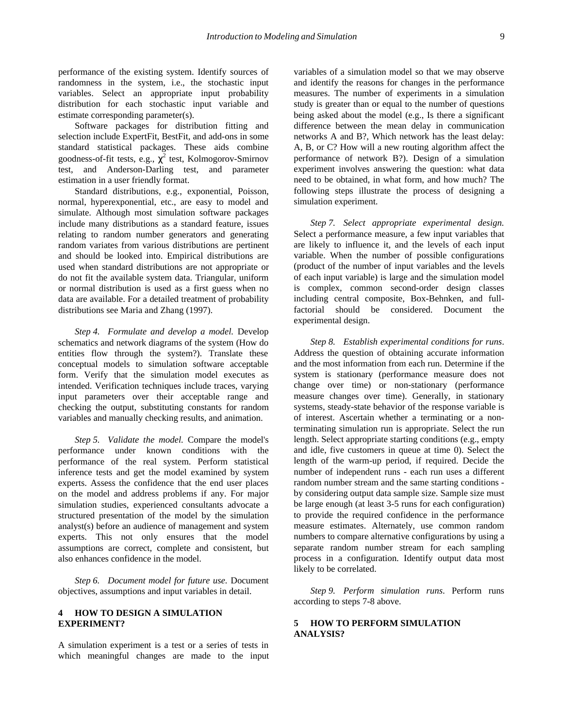performance of the existing system. Identify sources of randomness in the system, i.e., the stochastic input variables. Select an appropriate input probability distribution for each stochastic input variable and estimate corresponding parameter(s).

Software packages for distribution fitting and selection include ExpertFit, BestFit, and add-ons in some standard statistical packages. These aids combine goodness-of-fit tests, e.g., $\chi^2$ test, Kolmogorov-Smirnov test, and Anderson-Darling test, and parameter estimation in a user friendly format.

Standard distributions, e.g., exponential, Poisson, normal, hyperexponential, etc., are easy to model and simulate. Although most simulation software packages include many distributions as a standard feature, issues relating to random number generators and generating random variates from various distributions are pertinent and should be looked into. Empirical distributions are used when standard distributions are not appropriate or do not fit the available system data. Triangular, uniform or normal distribution is used as a first guess when no data are available. For a detailed treatment of probability distributions see Maria and Zhang (1997).

*Step 4. Formulate and develop a model.* Develop schematics and network diagrams of the system (How do entities flow through the system?). Translate these conceptual models to simulation software acceptable form. Verify that the simulation model executes as intended. Verification techniques include traces, varying input parameters over their acceptable range and checking the output, substituting constants for random variables and manually checking results, and animation.

*Step 5. Validate the model.* Compare the model's performance under known conditions with the performance of the real system. Perform statistical inference tests and get the model examined by system experts. Assess the confidence that the end user places on the model and address problems if any. For major simulation studies, experienced consultants advocate a structured presentation of the model by the simulation analyst(s) before an audience of management and system experts. This not only ensures that the model assumptions are correct, complete and consistent, but also enhances confidence in the model.

*Step 6. Document model for future use.* Document objectives, assumptions and input variables in detail.

## 4 HOW TO DESIGN A SIMULATION EXPERIMENT?

A simulation experiment is a test or a series of tests in which meaningful changes are made to the input variables of a simulation model so that we may observe and identify the reasons for changes in the performance measures. The number of experiments in a simulation study is greater than or equal to the number of questions being asked about the model (e.g., Is there a significant difference between the mean delay in communication networks A and B?, Which network has the least delay: A, B, or C? How will a new routing algorithm affect the performance of network B?). Design of a simulation experiment involves answering the question: what data need to be obtained, in what form, and how much? The following steps illustrate the process of designing a simulation experiment.

*Step 7. Select appropriate experimental design.* Select a performance measure, a few input variables that are likely to influence it, and the levels of each input variable. When the number of possible configurations (product of the number of input variables and the levels of each input variable) is large and the simulation model is complex, common second-order design classes including central composite, Box-Behnken, and full-factorial should be considered. Document the experimental design.

*Step 8. Establish experimental conditions for runs.* Address the question of obtaining accurate information and the most information from each run. Determine if the system is stationary (performance measure does not change over time) or non-stationary (performance measure changes over time). Generally, in stationary systems, steady-state behavior of the response variable is of interest. Ascertain whether a terminating or a non-terminating simulation run is appropriate. Select the run length. Select appropriate starting conditions (e.g., empty and idle, five customers in queue at time 0). Select the length of the warm-up period, if required. Decide the number of independent runs - each run uses a different random number stream and the same starting conditions - by considering output data sample size. Sample size must be large enough (at least 3-5 runs for each configuration) to provide the required confidence in the performance measure estimates. Alternately, use common random numbers to compare alternative configurations by using a separate random number stream for each sampling process in a configuration. Identify output data most likely to be correlated.

*Step 9. Perform simulation runs.* Perform runs according to steps 7-8 above.

## 5 HOW TO PERFORM SIMULATION ANALYSIS?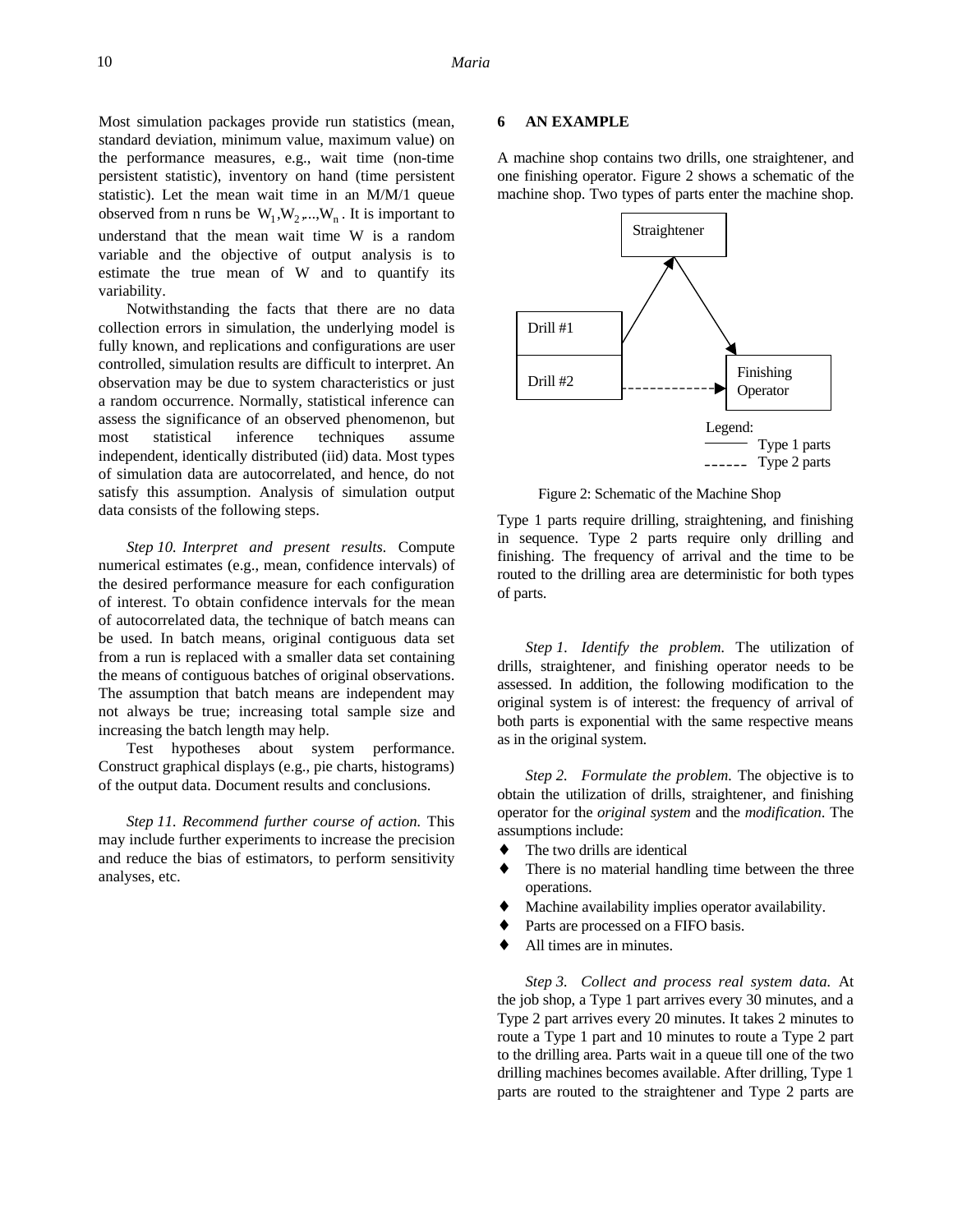Most simulation packages provide run statistics (mean, standard deviation, minimum value, maximum value) on the performance measures, e.g., wait time (non-time persistent statistic), inventory on hand (time persistent statistic). Let the mean wait time in an M/M/1 queue observed from n runs be $W_1, W_2, ..., W_n$. It is important to understand that the mean wait time W is a random variable and the objective of output analysis is to estimate the true mean of W and to quantify its variability.

Notwithstanding the facts that there are no data collection errors in simulation, the underlying model is fully known, and replications and configurations are user controlled, simulation results are difficult to interpret. An observation may be due to system characteristics or just a random occurrence. Normally, statistical inference can assess the significance of an observed phenomenon, but most statistical inference techniques assume independent, identically distributed (iid) data. Most types of simulation data are autocorrelated, and hence, do not satisfy this assumption. Analysis of simulation output data consists of the following steps.

*Step 10. Interpret and present results.* Compute numerical estimates (e.g., mean, confidence intervals) of the desired performance measure for each configuration of interest. To obtain confidence intervals for the mean of autocorrelated data, the technique of batch means can be used. In batch means, original contiguous data set from a run is replaced with a smaller data set containing the means of contiguous batches of original observations. The assumption that batch means are independent may not always be true; increasing total sample size and increasing the batch length may help.

Test hypotheses about system performance. Construct graphical displays (e.g., pie charts, histograms) of the output data. Document results and conclusions.

*Step 11. Recommend further course of action.* This may include further experiments to increase the precision and reduce the bias of estimators, to perform sensitivity analyses, etc.

## 6 AN EXAMPLE

A machine shop contains two drills, one straightener, and one finishing operator. Figure 2 shows a schematic of the machine shop. Two types of parts enter the machine shop.

Straightener

Drill #1

Drill #2

Finishing Operator

Legend:
——— Type 1 parts
- - - - - Type 2 parts

Figure 2: Schematic of the Machine Shop

Type 1 parts require drilling, straightening, and finishing in sequence. Type 2 parts require only drilling and finishing. The frequency of arrival and the time to be routed to the drilling area are deterministic for both types of parts.

*Step 1. Identify the problem.* The utilization of drills, straightener, and finishing operator needs to be assessed. In addition, the following modification to the original system is of interest: the frequency of arrival of both parts is exponential with the same respective means as in the original system.

*Step 2. Formulate the problem.* The objective is to obtain the utilization of drills, straightener, and finishing operator for the *original system* and the *modification*. The assumptions include:

- The two drills are identical
- There is no material handling time between the three operations.
- Machine availability implies operator availability.
- Parts are processed on a FIFO basis.
- All times are in minutes.

*Step 3. Collect and process real system data.* At the job shop, a Type 1 part arrives every 30 minutes, and a Type 2 part arrives every 20 minutes. It takes 2 minutes to route a Type 1 part and 10 minutes to route a Type 2 part to the drilling area. Parts wait in a queue till one of the two drilling machines becomes available. After drilling, Type 1 parts are routed to the straightener and Type 2 parts are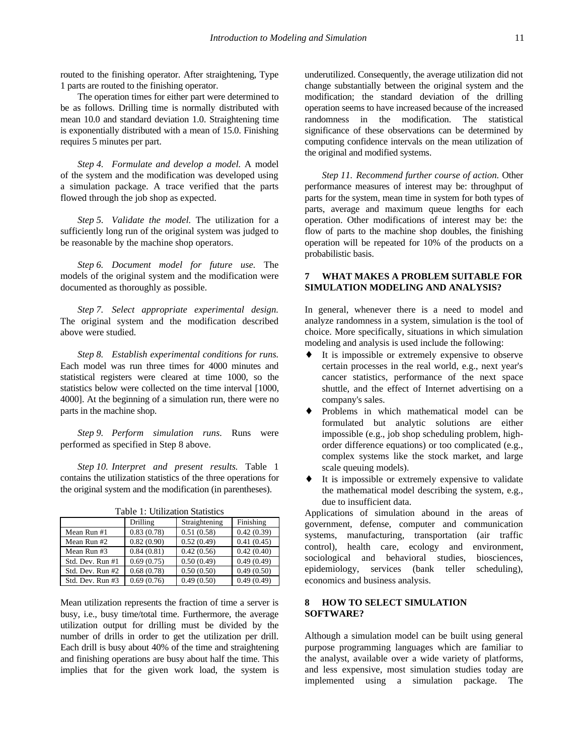routed to the finishing operator. After straightening, Type 1 parts are routed to the finishing operator.

The operation times for either part were determined to be as follows. Drilling time is normally distributed with mean 10.0 and standard deviation 1.0. Straightening time is exponentially distributed with a mean of 15.0. Finishing requires 5 minutes per part.

*Step 4. Formulate and develop a model.* A model of the system and the modification was developed using a simulation package. A trace verified that the parts flowed through the job shop as expected.

*Step 5. Validate the model.* The utilization for a sufficiently long run of the original system was judged to be reasonable by the machine shop operators.

*Step 6. Document model for future use.* The models of the original system and the modification were documented as thoroughly as possible.

*Step 7. Select appropriate experimental design.* The original system and the modification described above were studied.

*Step 8. Establish experimental conditions for runs.* Each model was run three times for 4000 minutes and statistical registers were cleared at time 1000, so the statistics below were collected on the time interval [1000, 4000]. At the beginning of a simulation run, there were no parts in the machine shop.

*Step 9. Perform simulation runs.* Runs were performed as specified in Step 8 above.

*Step 10. Interpret and present results.* Table 1 contains the utilization statistics of the three operations for the original system and the modification (in parentheses).

Table 1: Utilization Statistics

| | Drilling | Straightening | Finishing |
|---|---|---|---|
| Mean Run #1 | 0.83 (0.78) | 0.51 (0.58) | 0.42 (0.39) |
| Mean Run #2 | 0.82 (0.90) | 0.52 (0.49) | 0.41 (0.45) |
| Mean Run #3 | 0.84 (0.81) | 0.42 (0.56) | 0.42 (0.40) |
| Std. Dev. Run #1 | 0.69 (0.75) | 0.50 (0.49) | 0.49 (0.49) |
| Std. Dev. Run #2 | 0.68 (0.78) | 0.50 (0.50) | 0.49 (0.50) |
| Std. Dev. Run #3 | 0.69 (0.76) | 0.49 (0.50) | 0.49 (0.49) |

Mean utilization represents the fraction of time a server is busy, i.e., busy time/total time. Furthermore, the average utilization output for drilling must be divided by the number of drills in order to get the utilization per drill. Each drill is busy about 40% of the time and straightening and finishing operations are busy about half the time. This implies that for the given work load, the system is underutilized. Consequently, the average utilization did not change substantially between the original system and the modification; the standard deviation of the drilling operation seems to have increased because of the increased randomness in the modification. The statistical significance of these observations can be determined by computing confidence intervals on the mean utilization of the original and modified systems.

*Step 11. Recommend further course of action.* Other performance measures of interest may be: throughput of parts for the system, mean time in system for both types of parts, average and maximum queue lengths for each operation. Other modifications of interest may be: the flow of parts to the machine shop doubles, the finishing operation will be repeated for 10% of the products on a probabilistic basis.

## 7 WHAT MAKES A PROBLEM SUITABLE FOR SIMULATION MODELING AND ANALYSIS?

In general, whenever there is a need to model and analyze randomness in a system, simulation is the tool of choice. More specifically, situations in which simulation modeling and analysis is used include the following:

- It is impossible or extremely expensive to observe certain processes in the real world, e.g., next year's cancer statistics, performance of the next space shuttle, and the effect of Internet advertising on a company's sales.
- Problems in which mathematical model can be formulated but analytic solutions are either impossible (e.g., job shop scheduling problem, high-order difference equations) or too complicated (e.g., complex systems like the stock market, and large scale queuing models).
- It is impossible or extremely expensive to validate the mathematical model describing the system, e.g., due to insufficient data.

Applications of simulation abound in the areas of government, defense, computer and communication systems, manufacturing, transportation (air traffic control), health care, ecology and environment, sociological and behavioral studies, biosciences, epidemiology, services (bank teller scheduling), economics and business analysis.

## 8 HOW TO SELECT SIMULATION SOFTWARE?

Although a simulation model can be built using general purpose programming languages which are familiar to the analyst, available over a wide variety of platforms, and less expensive, most simulation studies today are implemented using a simulation package. The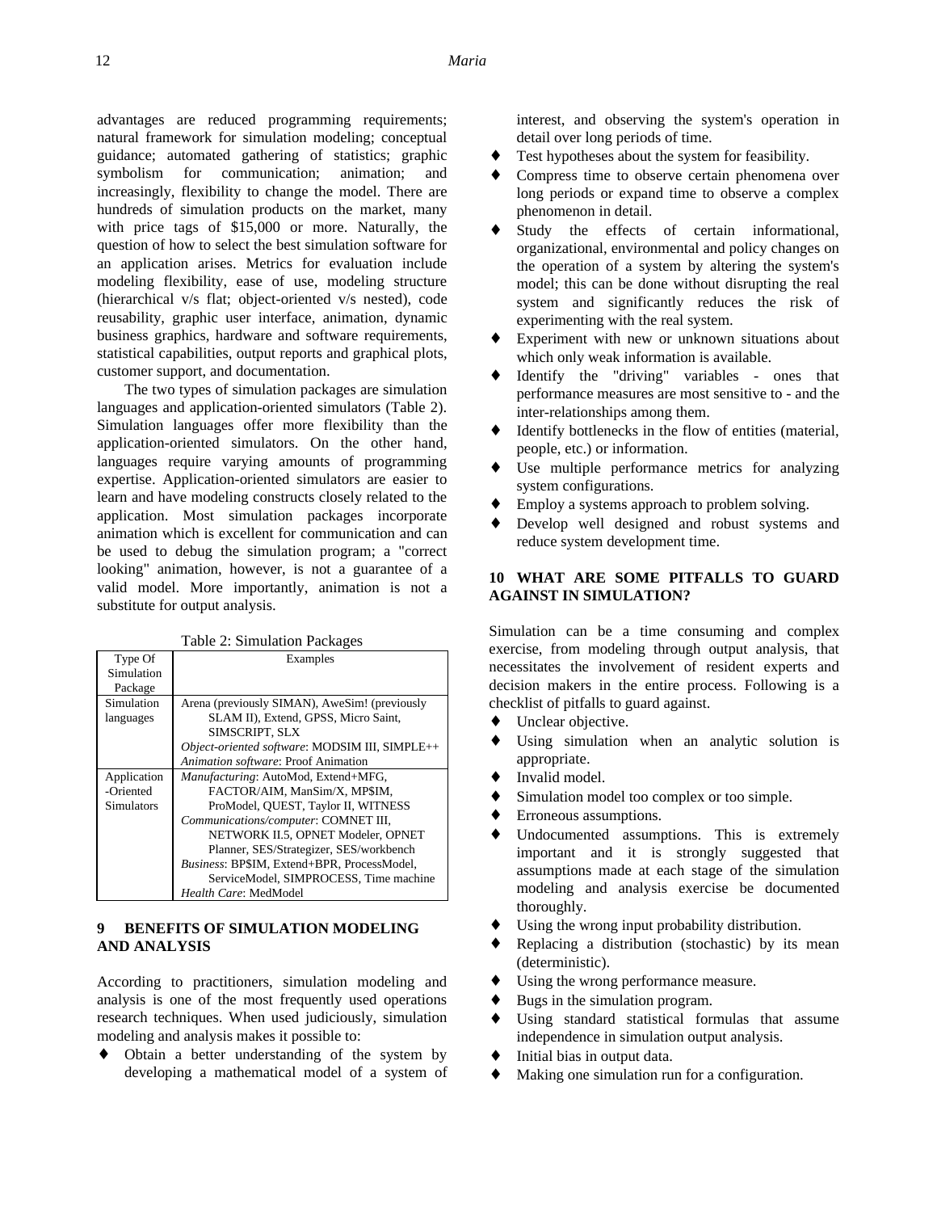advantages are reduced programming requirements; natural framework for simulation modeling; conceptual guidance; automated gathering of statistics; graphic symbolism for communication; animation; and increasingly, flexibility to change the model. There are hundreds of simulation products on the market, many with price tags of $15,000 or more. Naturally, the question of how to select the best simulation software for an application arises. Metrics for evaluation include modeling flexibility, ease of use, modeling structure (hierarchical v/s flat; object-oriented v/s nested), code reusability, graphic user interface, animation, dynamic business graphics, hardware and software requirements, statistical capabilities, output reports and graphical plots, customer support, and documentation.

The two types of simulation packages are simulation languages and application-oriented simulators (Table 2). Simulation languages offer more flexibility than the application-oriented simulators. On the other hand, languages require varying amounts of programming expertise. Application-oriented simulators are easier to learn and have modeling constructs closely related to the application. Most simulation packages incorporate animation which is excellent for communication and can be used to debug the simulation program; a "correct looking" animation, however, is not a guarantee of a valid model. More importantly, animation is not a substitute for output analysis.

Table 2: Simulation Packages

| Type Of Simulation Package | Examples |
|---|---|
| Simulation languages | Arena (previously SIMAN), AweSim! (previously SLAM II), Extend, GPSS, Micro Saint, SIMSCRIPT, SLX<br>*Object-oriented software*: MODSIM III, SIMPLE++<br>*Animation software*: Proof Animation |
| Application -Oriented Simulators | *Manufacturing*: AutoMod, Extend+MFG, FACTOR/AIM, ManSim/X, MP$IM, ProModel, QUEST, Taylor II, WITNESS<br>*Communications/computer*: COMNET III, NETWORK II.5, OPNET Modeler, OPNET Planner, SES/Strategizer, SES/workbench<br>*Business*: BP$IM, Extend+BPR, ProcessModel, ServiceModel, SIMPROCESS, Time machine<br>*Health Care*: MedModel |

## 9 BENEFITS OF SIMULATION MODELING AND ANALYSIS

According to practitioners, simulation modeling and analysis is one of the most frequently used operations research techniques. When used judiciously, simulation modeling and analysis makes it possible to:

- Obtain a better understanding of the system by developing a mathematical model of a system of interest, and observing the system's operation in detail over long periods of time.
- Test hypotheses about the system for feasibility.
- Compress time to observe certain phenomena over long periods or expand time to observe a complex phenomenon in detail.
- Study the effects of certain informational, organizational, environmental and policy changes on the operation of a system by altering the system's model; this can be done without disrupting the real system and significantly reduces the risk of experimenting with the real system.
- Experiment with new or unknown situations about which only weak information is available.
- Identify the "driving" variables - ones that performance measures are most sensitive to - and the inter-relationships among them.
- Identify bottlenecks in the flow of entities (material, people, etc.) or information.
- Use multiple performance metrics for analyzing system configurations.
- Employ a systems approach to problem solving.
- Develop well designed and robust systems and reduce system development time.

## 10 WHAT ARE SOME PITFALLS TO GUARD AGAINST IN SIMULATION?

Simulation can be a time consuming and complex exercise, from modeling through output analysis, that necessitates the involvement of resident experts and decision makers in the entire process. Following is a checklist of pitfalls to guard against.

- Unclear objective.
- Using simulation when an analytic solution is appropriate.
- Invalid model.
- Simulation model too complex or too simple.
- Erroneous assumptions.
- Undocumented assumptions. This is extremely important and it is strongly suggested that assumptions made at each stage of the simulation modeling and analysis exercise be documented thoroughly.
- Using the wrong input probability distribution.
- Replacing a distribution (stochastic) by its mean (deterministic).
- Using the wrong performance measure.
- Bugs in the simulation program.
- Using standard statistical formulas that assume independence in simulation output analysis.
- Initial bias in output data.
- Making one simulation run for a configuration.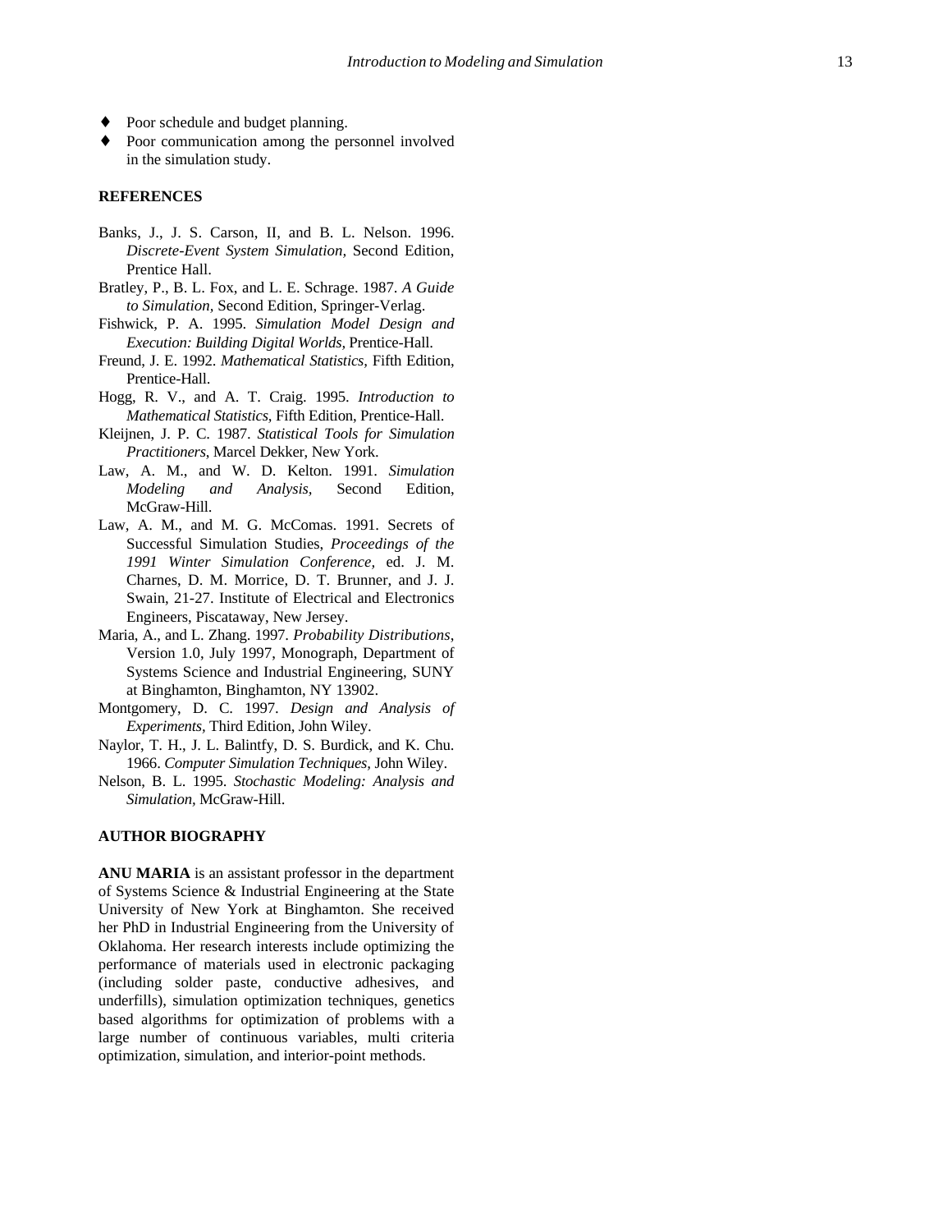- Poor schedule and budget planning.
- Poor communication among the personnel involved in the simulation study.

## REFERENCES

Banks, J., J. S. Carson, II, and B. L. Nelson. 1996. *Discrete-Event System Simulation*, Second Edition, Prentice Hall.

Bratley, P., B. L. Fox, and L. E. Schrage. 1987. *A Guide to Simulation,* Second Edition, Springer-Verlag.

Fishwick, P. A. 1995. *Simulation Model Design and Execution: Building Digital Worlds*, Prentice-Hall.

Freund, J. E. 1992. *Mathematical Statistics,* Fifth Edition, Prentice-Hall.

Hogg, R. V., and A. T. Craig. 1995. *Introduction to Mathematical Statistics,* Fifth Edition, Prentice-Hall.

Kleijnen, J. P. C. 1987. *Statistical Tools for Simulation Practitioners*, Marcel Dekker, New York.

Law, A. M., and W. D. Kelton. 1991. *Simulation Modeling and Analysis*, Second Edition, McGraw-Hill.

Law, A. M., and M. G. McComas. 1991. Secrets of Successful Simulation Studies, *Proceedings of the 1991 Winter Simulation Conference,* ed. J. M. Charnes, D. M. Morrice, D. T. Brunner, and J. J. Swain, 21-27. Institute of Electrical and Electronics Engineers, Piscataway, New Jersey.

Maria, A., and L. Zhang. 1997. *Probability Distributions*, Version 1.0, July 1997, Monograph, Department of Systems Science and Industrial Engineering, SUNY at Binghamton, Binghamton, NY 13902.

Montgomery, D. C. 1997. *Design and Analysis of Experiments,* Third Edition, John Wiley.

Naylor, T. H., J. L. Balintfy, D. S. Burdick, and K. Chu. 1966. *Computer Simulation Techniques,* John Wiley.

Nelson, B. L. 1995. *Stochastic Modeling: Analysis and Simulation*, McGraw-Hill.

## AUTHOR BIOGRAPHY

**ANU MARIA** is an assistant professor in the department of Systems Science & Industrial Engineering at the State University of New York at Binghamton. She received her PhD in Industrial Engineering from the University of Oklahoma. Her research interests include optimizing the performance of materials used in electronic packaging (including solder paste, conductive adhesives, and underfills), simulation optimization techniques, genetics based algorithms for optimization of problems with a large number of continuous variables, multi criteria optimization, simulation, and interior-point methods.